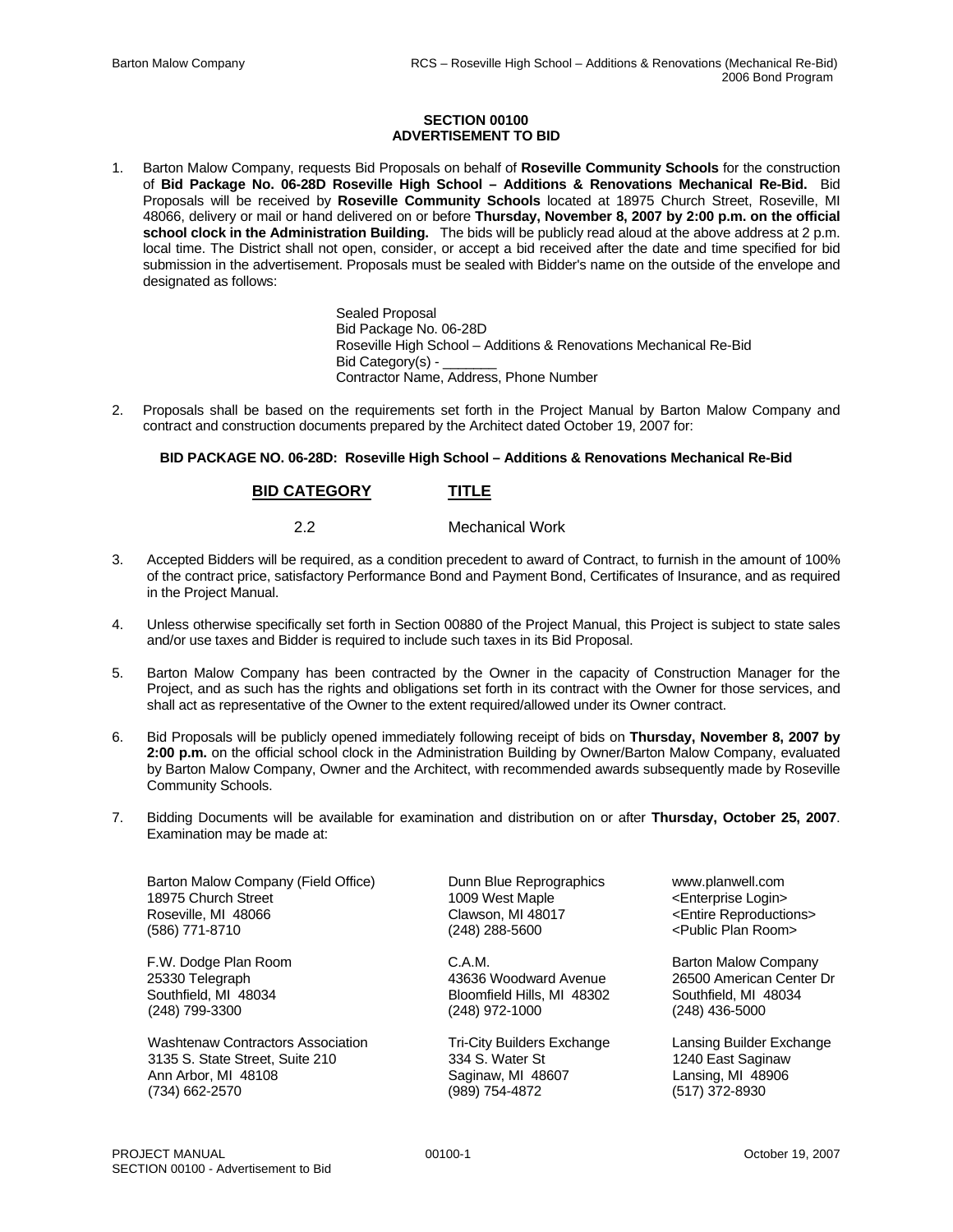## SECTION 00100
## ADVERTISEMENT TO BID

1. Barton Malow Company, requests Bid Proposals on behalf of **Roseville Community Schools** for the construction of **Bid Package No. 06-28D Roseville High School – Additions & Renovations Mechanical Re-Bid.** Bid Proposals will be received by **Roseville Community Schools** located at 18975 Church Street, Roseville, MI 48066, delivery or mail or hand delivered on or before **Thursday, November 8, 2007 by 2:00 p.m. on the official school clock in the Administration Building.** The bids will be publicly read aloud at the above address at 2 p.m. local time. The District shall not open, consider, or accept a bid received after the date and time specified for bid submission in the advertisement. Proposals must be sealed with Bidder's name on the outside of the envelope and designated as follows:

   Sealed Proposal
   Bid Package No. 06-28D
   Roseville High School – Additions & Renovations Mechanical Re-Bid
   Bid Category(s) - _______
   Contractor Name, Address, Phone Number

2. Proposals shall be based on the requirements set forth in the Project Manual by Barton Malow Company and contract and construction documents prepared by the Architect dated October 19, 2007 for:

   **BID PACKAGE NO. 06-28D: Roseville High School – Additions & Renovations Mechanical Re-Bid**

   | BID CATEGORY | TITLE |
   |---|---|
   | 2.2 | Mechanical Work |

3. Accepted Bidders will be required, as a condition precedent to award of Contract, to furnish in the amount of 100% of the contract price, satisfactory Performance Bond and Payment Bond, Certificates of Insurance, and as required in the Project Manual.

4. Unless otherwise specifically set forth in Section 00880 of the Project Manual, this Project is subject to state sales and/or use taxes and Bidder is required to include such taxes in its Bid Proposal.

5. Barton Malow Company has been contracted by the Owner in the capacity of Construction Manager for the Project, and as such has the rights and obligations set forth in its contract with the Owner for those services, and shall act as representative of the Owner to the extent required/allowed under its Owner contract.

6. Bid Proposals will be publicly opened immediately following receipt of bids on **Thursday, November 8, 2007 by 2:00 p.m.** on the official school clock in the Administration Building by Owner/Barton Malow Company, evaluated by Barton Malow Company, Owner and the Architect, with recommended awards subsequently made by Roseville Community Schools.

7. Bidding Documents will be available for examination and distribution on or after **Thursday, October 25, 2007**. Examination may be made at:

   Barton Malow Company (Field Office)
   18975 Church Street
   Roseville, MI 48066
   (586) 771-8710

   Dunn Blue Reprographics
   1009 West Maple
   Clawson, MI 48017
   (248) 288-5600

   www.planwell.com
   <Enterprise Login>
   <Entire Reproductions>
   <Public Plan Room>

   F.W. Dodge Plan Room
   25330 Telegraph
   Southfield, MI 48034
   (248) 799-3300

   C.A.M.
   43636 Woodward Avenue
   Bloomfield Hills, MI 48302
   (248) 972-1000

   Barton Malow Company
   26500 American Center Dr
   Southfield, MI 48034
   (248) 436-5000

   Washtenaw Contractors Association
   3135 S. State Street, Suite 210
   Ann Arbor, MI 48108
   (734) 662-2570

   Tri-City Builders Exchange
   334 S. Water St
   Saginaw, MI 48607
   (989) 754-4872

   Lansing Builder Exchange
   1240 East Saginaw
   Lansing, MI 48906
   (517) 372-8930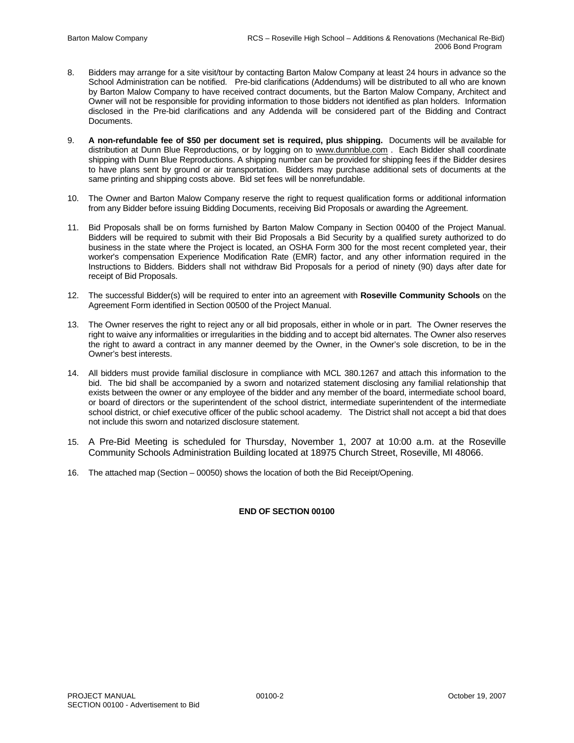8. Bidders may arrange for a site visit/tour by contacting Barton Malow Company at least 24 hours in advance so the School Administration can be notified. Pre-bid clarifications (Addendums) will be distributed to all who are known by Barton Malow Company to have received contract documents, but the Barton Malow Company, Architect and Owner will not be responsible for providing information to those bidders not identified as plan holders. Information disclosed in the Pre-bid clarifications and any Addenda will be considered part of the Bidding and Contract Documents.

9. **A non-refundable fee of $50 per document set is required, plus shipping.** Documents will be available for distribution at Dunn Blue Reproductions, or by logging on to www.dunnblue.com . Each Bidder shall coordinate shipping with Dunn Blue Reproductions. A shipping number can be provided for shipping fees if the Bidder desires to have plans sent by ground or air transportation. Bidders may purchase additional sets of documents at the same printing and shipping costs above. Bid set fees will be nonrefundable.

10. The Owner and Barton Malow Company reserve the right to request qualification forms or additional information from any Bidder before issuing Bidding Documents, receiving Bid Proposals or awarding the Agreement.

11. Bid Proposals shall be on forms furnished by Barton Malow Company in Section 00400 of the Project Manual. Bidders will be required to submit with their Bid Proposals a Bid Security by a qualified surety authorized to do business in the state where the Project is located, an OSHA Form 300 for the most recent completed year, their worker's compensation Experience Modification Rate (EMR) factor, and any other information required in the Instructions to Bidders. Bidders shall not withdraw Bid Proposals for a period of ninety (90) days after date for receipt of Bid Proposals.

12. The successful Bidder(s) will be required to enter into an agreement with **Roseville Community Schools** on the Agreement Form identified in Section 00500 of the Project Manual.

13. The Owner reserves the right to reject any or all bid proposals, either in whole or in part. The Owner reserves the right to waive any informalities or irregularities in the bidding and to accept bid alternates. The Owner also reserves the right to award a contract in any manner deemed by the Owner, in the Owner's sole discretion, to be in the Owner's best interests.

14. All bidders must provide familial disclosure in compliance with MCL 380.1267 and attach this information to the bid. The bid shall be accompanied by a sworn and notarized statement disclosing any familial relationship that exists between the owner or any employee of the bidder and any member of the board, intermediate school board, or board of directors or the superintendent of the school district, intermediate superintendent of the intermediate school district, or chief executive officer of the public school academy. The District shall not accept a bid that does not include this sworn and notarized disclosure statement.

15. A Pre-Bid Meeting is scheduled for Thursday, November 1, 2007 at 10:00 a.m. at the Roseville Community Schools Administration Building located at 18975 Church Street, Roseville, MI 48066.

16. The attached map (Section – 00050) shows the location of both the Bid Receipt/Opening.

**END OF SECTION 00100**